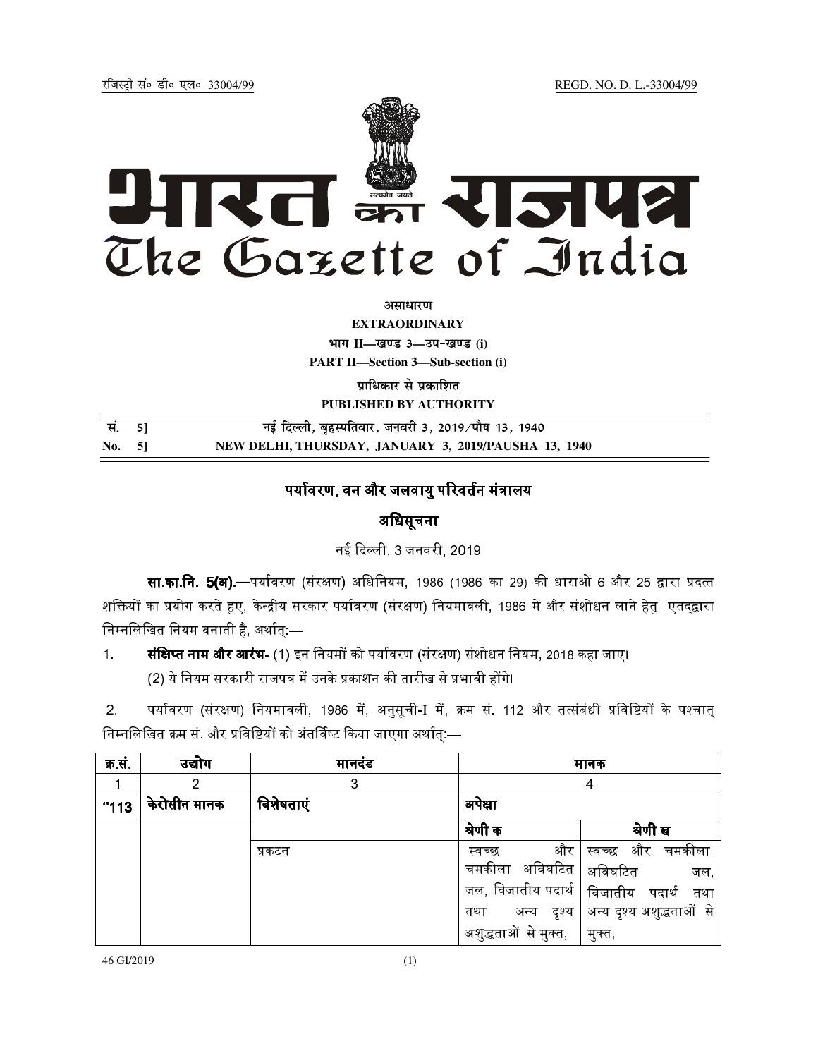रजिस्ट्री सं० डी० एल०-33004/99 REGD. NO. D. L.-33004/99

# भारत का राजपत्र
# The Gazette of India

**असाधारण**

**EXTRAORDINARY**

**भाग II—खण्ड 3—उप-खण्ड (i)**

**PART II—Section 3—Sub-section (i)**

**प्राधिकार से प्रकाशित**

**PUBLISHED BY AUTHORITY**

| | |
|---|---|
| सं. 5] | नई दिल्ली, बृहस्पतिवार, जनवरी 3, 2019/पौष 13, 1940 |
| No. 5] | NEW DELHI, THURSDAY, JANUARY 3, 2019/PAUSHA 13, 1940 |

## पर्यावरण, वन और जलवायु परिवर्तन मंत्रालय

## अधिसूचना

नई दिल्ली, 3 जनवरी, 2019

**सा.का.नि. 5(अ).**—पर्यावरण (संरक्षण) अधिनियम, 1986 (1986 का 29) की धाराओं 6 और 25 द्वारा प्रदत्त शक्तियों का प्रयोग करते हुए, केन्द्रीय सरकार पर्यावरण (संरक्षण) नियमावली, 1986 में और संशोधन लाने हेतु एतद्द्वारा निम्नलिखित नियम बनाती है, अर्थात्:—

1. **संक्षिप्त नाम और आरंभ-** (1) इन नियमों को पर्यावरण (संरक्षण) संशोधन नियम, 2018 कहा जाए।

   (2) ये नियम सरकारी राजपत्र में उनके प्रकाशन की तारीख से प्रभावी होंगे।

2. पर्यावरण (संरक्षण) नियमावली, 1986 में, अनुसूची-I में, क्रम सं. 112 और तत्संबंधी प्रविष्टियों के पश्चात् निम्नलिखित क्रम सं. और प्रविष्टियों को अंतर्विष्ट किया जाएगा अर्थात्:—

| क्र.सं. | उद्योग | मानदंड | मानक | |
|---|---|---|---|---|
| 1 | 2 | 3 | 4 | |
| "113 | केरोसीन मानक | **विशेषताएं** | **अपेक्षा** | |
| | | | **श्रेणी क** | **श्रेणी ख** |
| | | प्रकटन | स्वच्छ और चमकीला। अविघटित जल, विजातीय पदार्थ तथा अन्य दृश्य अशुद्धताओं से मुक्त, | स्वच्छ और चमकीला। अविघटित जल, विजातीय पदार्थ तथा अन्य दृश्य अशुद्धताओं से मुक्त, |

46 GI/2019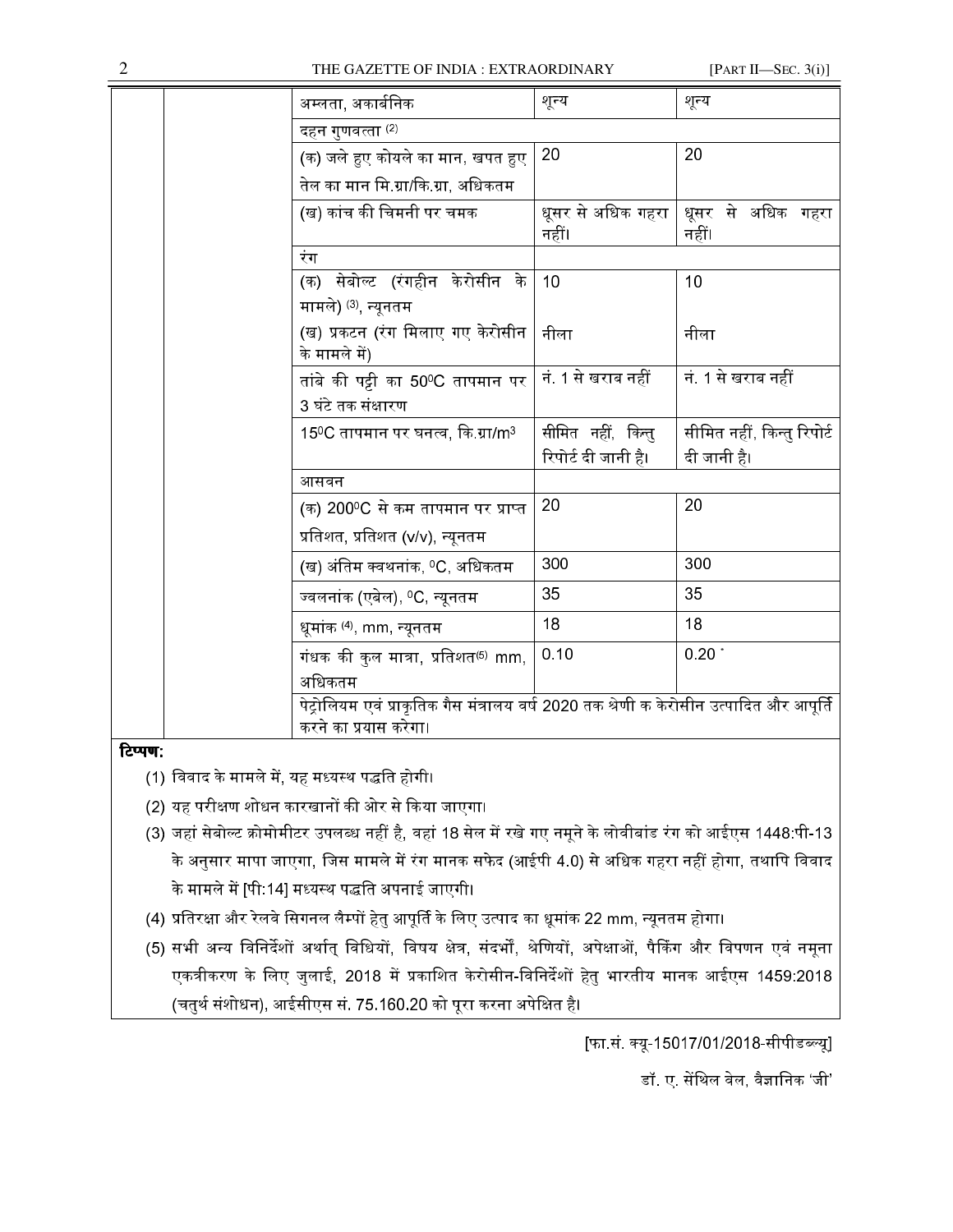| | | | | |
|---|---|---|---|---|
| | | अम्लता, अकार्बनिक | शून्य | शून्य |
| | | दहन गुणवत्ता (2) | | |
| | | (क) जले हुए कोयले का मान, खपत हुए तेल का मान मि.ग्रा/कि.ग्रा, अधिकतम | 20 | 20 |
| | | (ख) कांच की चिमनी पर चमक | धूसर से अधिक गहरा नहीं। | धूसर से अधिक गहरा नहीं। |
| | | रंग | | |
| | | (क) सेबोल्ट (रंगहीन केरोसीन के मामले) (3), न्यूनतम | 10 | 10 |
| | | (ख) प्रकटन (रंग मिलाए गए केरोसीन के मामले में) | नीला | नीला |
| | | तांबे की पट्टी का $50^0C$ तापमान पर 3 घंटे तक संक्षारण | नं. 1 से खराब नहीं | नं. 1 से खराब नहीं |
| | | $15^0C$ तापमान पर घनत्व, कि.ग्रा/$m^3$ | सीमित नहीं, किन्तु रिपोर्ट दी जानी है। | सीमित नहीं, किन्तु रिपोर्ट दी जानी है। |
| | | आसवन | | |
| | | (क) $200^0C$ से कम तापमान पर प्राप्त प्रतिशत, प्रतिशत (v/v), न्यूनतम | 20 | 20 |
| | | (ख) अंतिम क्वथनांक, $^0C$, अधिकतम | 300 | 300 |
| | | ज्वलनांक (एबेल), $^0C$, न्यूनतम | 35 | 35 |
| | | धूमांक (4), mm, न्यूनतम | 18 | 18 |
| | | गंधक की कुल मात्रा, प्रतिशत(5) mm, अधिकतम | 0.10 | 0.20 * |
| | | पेट्रोलियम एवं प्राकृतिक गैस मंत्रालय वर्ष 2020 तक श्रेणी क केरोसीन उत्पादित और आपूर्ति करने का प्रयास करेगा। | | |

**टिप्पण:**

(1) विवाद के मामले में, यह मध्यस्थ पद्धति होगी।

(2) यह परीक्षण शोधन कारखानों की ओर से किया जाएगा।

(3) जहां सेबोल्ट क्रोमोमीटर उपलब्ध नहीं है, वहां 18 सेल में रखे गए नमूने के लोवीबांड रंग को आईएस 1448:पी-13 के अनुसार मापा जाएगा, जिस मामले में रंग मानक सफेद (आईपी 4.0) से अधिक गहरा नहीं होगा, तथापि विवाद के मामले में [पी:14] मध्यस्थ पद्धति अपनाई जाएगी।

(4) प्रतिरक्षा और रेलवे सिगनल लैम्पों हेतु आपूर्ति के लिए उत्पाद का धूमांक 22 mm, न्यूनतम होगा।

(5) सभी अन्य विनिर्देशों अर्थात् विधियों, विषय क्षेत्र, संदर्भों, श्रेणियों, अपेक्षाओं, पैकिंग और विपणन एवं नमूना एकत्रीकरण के लिए जुलाई, 2018 में प्रकाशित केरोसीन-विनिर्देशों हेतु भारतीय मानक आईएस 1459:2018 (चतुर्थ संशोधन), आईसीएस सं. 75.160.20 को पूरा करना अपेक्षित है।

[फा.सं. क्यू-15017/01/2018-सीपीडब्ल्यू]

डॉ. ए. सेंथिल वेल, वैज्ञानिक 'जी'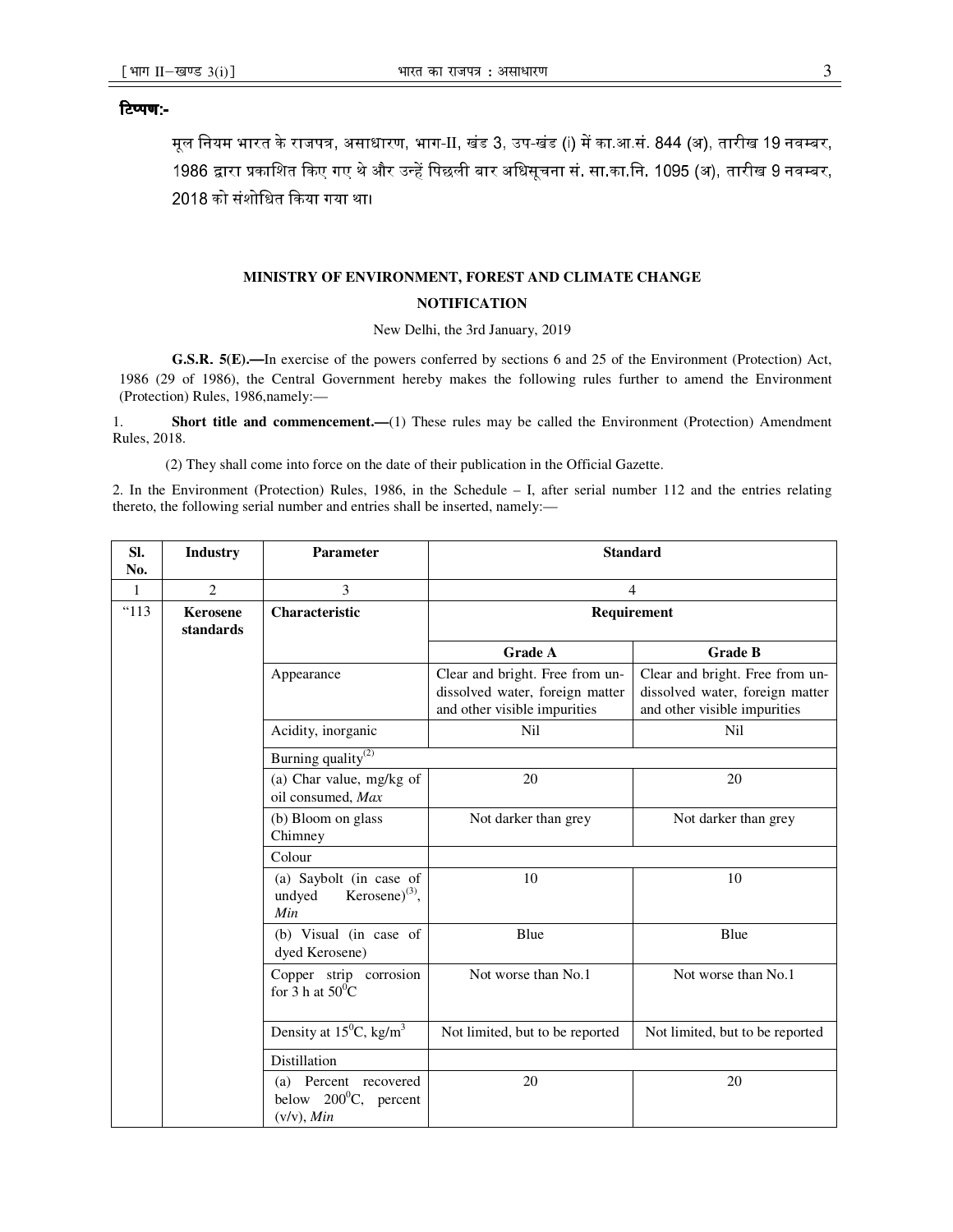**टिप्पण:-**

मूल नियम भारत के राजपत्र, असाधारण, भाग-II, खंड 3, उप-खंड (i) में का.आ.सं. 844 (अ), तारीख 19 नवम्बर, 1986 द्वारा प्रकाशित किए गए थे और उन्हें पिछली बार अधिसूचना सं. सा.का.नि. 1095 (अ), तारीख 9 नवम्बर, 2018 को संशोधित किया गया था।

## MINISTRY OF ENVIRONMENT, FOREST AND CLIMATE CHANGE

## NOTIFICATION

New Delhi, the 3rd January, 2019

**G.S.R. 5(E).—**In exercise of the powers conferred by sections 6 and 25 of the Environment (Protection) Act, 1986 (29 of 1986), the Central Government hereby makes the following rules further to amend the Environment (Protection) Rules, 1986,namely:—

1. **Short title and commencement.—**(1) These rules may be called the Environment (Protection) Amendment Rules, 2018.

(2) They shall come into force on the date of their publication in the Official Gazette.

2. In the Environment (Protection) Rules, 1986, in the Schedule – I, after serial number 112 and the entries relating thereto, the following serial number and entries shall be inserted, namely:—

| Sl. No. | Industry | Parameter | Standard | |
|---|---|---|---|---|
| 1 | 2 | 3 | 4 | |
| "113 | **Kerosene standards** | **Characteristic** | **Requirement** | |
| | | | **Grade A** | **Grade B** |
| | | Appearance | Clear and bright. Free from un-dissolved water, foreign matter and other visible impurities | Clear and bright. Free from un-dissolved water, foreign matter and other visible impurities |
| | | Acidity, inorganic | Nil | Nil |
| | | Burning quality[2] | | |
| | | (a) Char value, mg/kg of oil consumed, *Max* | 20 | 20 |
| | | (b) Bloom on glass Chimney | Not darker than grey | Not darker than grey |
| | | Colour | | |
| | | (a) Saybolt (in case of undyed Kerosene)[3], *Min* | 10 | 10 |
| | | (b) Visual (in case of dyed Kerosene) | Blue | Blue |
| | | Copper strip corrosion for 3 h at $50^0C$ | Not worse than No.1 | Not worse than No.1 |
| | | Density at $15^0C$, $kg/m^3$ | Not limited, but to be reported | Not limited, but to be reported |
| | | Distillation | | |
| | | (a) Percent recovered below $200^0C$, percent (v/v), *Min* | 20 | 20 |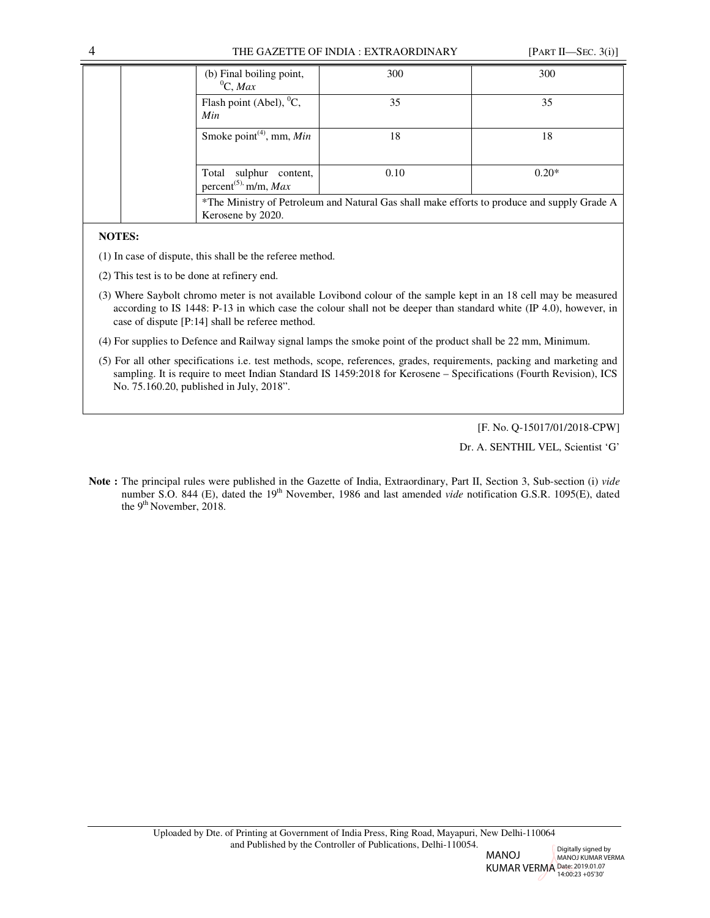| | | | | |
|---|---|---|---|---|
| | | (b) Final boiling point, $^0$C, *Max* | 300 | 300 |
| | | Flash point (Abel), $^0$C, *Min* | 35 | 35 |
| | | Smoke point[(4)], mm, *Min* | 18 | 18 |
| | | Total sulphur content, percent[(5)], m/m, *Max* | 0.10 | 0.20* |
| | | *The Ministry of Petroleum and Natural Gas shall make efforts to produce and supply Grade A Kerosene by 2020. | | |

**NOTES:**

(1) In case of dispute, this shall be the referee method.

(2) This test is to be done at refinery end.

(3) Where Saybolt chromo meter is not available Lovibond colour of the sample kept in an 18 cell may be measured according to IS 1448: P-13 in which case the colour shall not be deeper than standard white (IP 4.0), however, in case of dispute [P:14] shall be referee method.

(4) For supplies to Defence and Railway signal lamps the smoke point of the product shall be 22 mm, Minimum.

(5) For all other specifications i.e. test methods, scope, references, grades, requirements, packing and marketing and sampling. It is require to meet Indian Standard IS 1459:2018 for Kerosene – Specifications (Fourth Revision), ICS No. 75.160.20, published in July, 2018".

[F. No. Q-15017/01/2018-CPW]

Dr. A. SENTHIL VEL, Scientist 'G'

**Note :** The principal rules were published in the Gazette of India, Extraordinary, Part II, Section 3, Sub-section (i) *vide* number S.O. 844 (E), dated the 19th November, 1986 and last amended *vide* notification G.S.R. 1095(E), dated the 9th November, 2018.

Uploaded by Dte. of Printing at Government of India Press, Ring Road, Mayapuri, New Delhi-110064 and Published by the Controller of Publications, Delhi-110054.

MANOJ KUMAR VERMA Digitally signed by MANOJ KUMAR VERMA Date: 2019.01.07 14:00:23 +05'30'